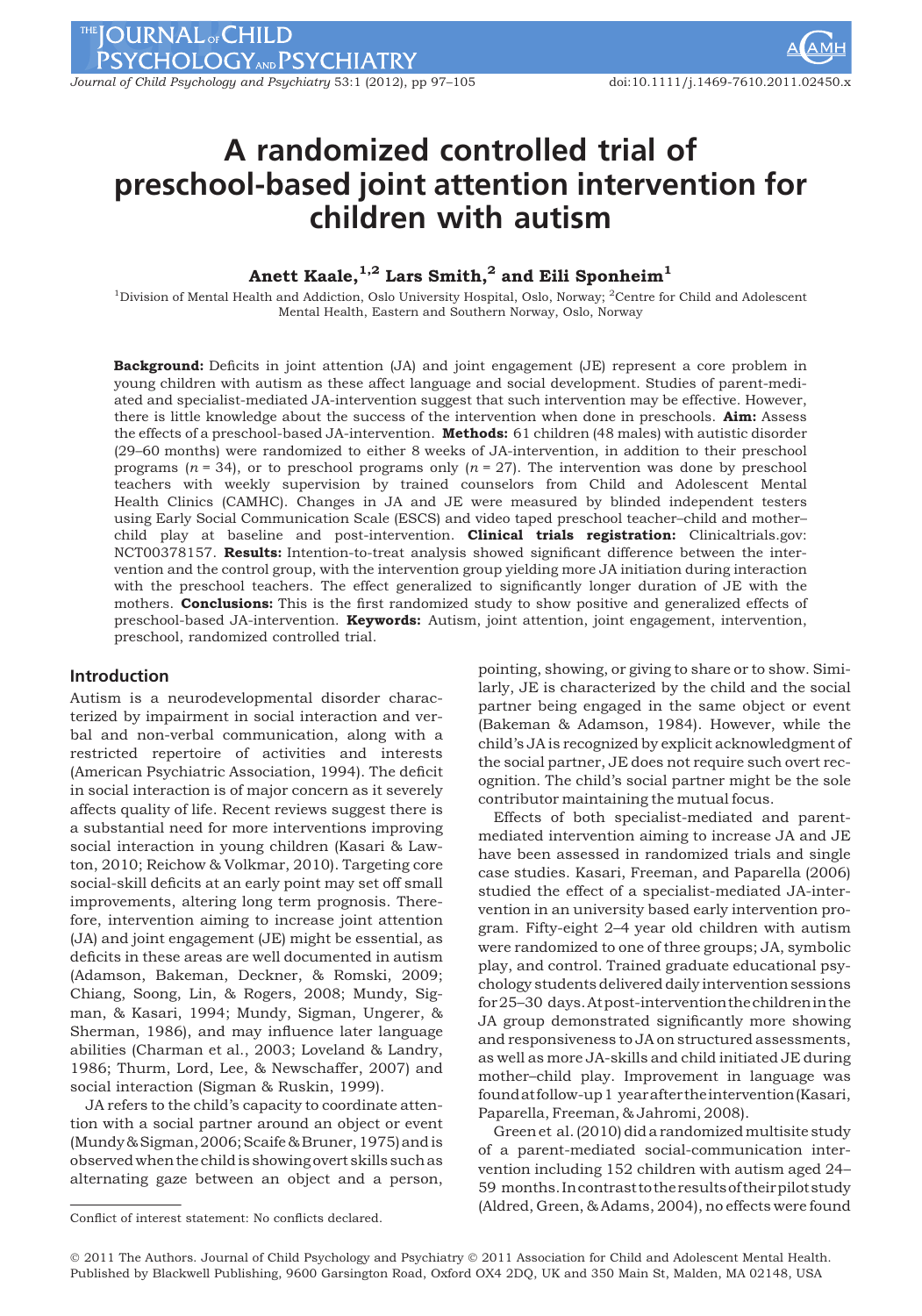# A randomized controlled trial of preschool-based joint attention intervention for children with autism

**Anett Kaale,[1,2] Lars Smith,[2] and Eili Sponheim[1]**

[1]Division of Mental Health and Addiction, Oslo University Hospital, Oslo, Norway; [2]Centre for Child and Adolescent Mental Health, Eastern and Southern Norway, Oslo, Norway

**Background:** Deficits in joint attention (JA) and joint engagement (JE) represent a core problem in young children with autism as these affect language and social development. Studies of parent-mediated and specialist-mediated JA-intervention suggest that such intervention may be effective. However, there is little knowledge about the success of the intervention when done in preschools. **Aim:** Assess the effects of a preschool-based JA-intervention. **Methods:** 61 children (48 males) with autistic disorder (29–60 months) were randomized to either 8 weeks of JA-intervention, in addition to their preschool programs ($n = 34$), or to preschool programs only ($n = 27$). The intervention was done by preschool teachers with weekly supervision by trained counselors from Child and Adolescent Mental Health Clinics (CAMHC). Changes in JA and JE were measured by blinded independent testers using Early Social Communication Scale (ESCS) and video taped preschool teacher–child and mother–child play at baseline and post-intervention. **Clinical trials registration:** Clinicaltrials.gov: NCT00378157. **Results:** Intention-to-treat analysis showed significant difference between the intervention and the control group, with the intervention group yielding more JA initiation during interaction with the preschool teachers. The effect generalized to significantly longer duration of JE with the mothers. **Conclusions:** This is the first randomized study to show positive and generalized effects of preschool-based JA-intervention. **Keywords:** Autism, joint attention, joint engagement, intervention, preschool, randomized controlled trial.

## Introduction

Autism is a neurodevelopmental disorder characterized by impairment in social interaction and verbal and non-verbal communication, along with a restricted repertoire of activities and interests (American Psychiatric Association, 1994). The deficit in social interaction is of major concern as it severely affects quality of life. Recent reviews suggest there is a substantial need for more interventions improving social interaction in young children (Kasari & Lawton, 2010; Reichow & Volkmar, 2010). Targeting core social-skill deficits at an early point may set off small improvements, altering long term prognosis. Therefore, intervention aiming to increase joint attention (JA) and joint engagement (JE) might be essential, as deficits in these areas are well documented in autism (Adamson, Bakeman, Deckner, & Romski, 2009; Chiang, Soong, Lin, & Rogers, 2008; Mundy, Sigman, & Kasari, 1994; Mundy, Sigman, Ungerer, & Sherman, 1986), and may influence later language abilities (Charman et al., 2003; Loveland & Landry, 1986; Thurm, Lord, Lee, & Newschaffer, 2007) and social interaction (Sigman & Ruskin, 1999).

JA refers to the child's capacity to coordinate attention with a social partner around an object or event (Mundy & Sigman, 2006; Scaife & Bruner, 1975) and is observed when the child is showing overt skills such as alternating gaze between an object and a person, pointing, showing, or giving to share or to show. Similarly, JE is characterized by the child and the social partner being engaged in the same object or event (Bakeman & Adamson, 1984). However, while the child's JA is recognized by explicit acknowledgment of the social partner, JE does not require such overt recognition. The child's social partner might be the sole contributor maintaining the mutual focus.

Effects of both specialist-mediated and parent-mediated intervention aiming to increase JA and JE have been assessed in randomized trials and single case studies. Kasari, Freeman, and Paparella (2006) studied the effect of a specialist-mediated JA-intervention in an university based early intervention program. Fifty-eight 2–4 year old children with autism were randomized to one of three groups; JA, symbolic play, and control. Trained graduate educational psychology students delivered daily intervention sessions for 25–30 days. At post-intervention the children in the JA group demonstrated significantly more showing and responsiveness to JA on structured assessments, as well as more JA-skills and child initiated JE during mother–child play. Improvement in language was found at follow-up 1 year after the intervention (Kasari, Paparella, Freeman, & Jahromi, 2008).

Green et al. (2010) did a randomized multisite study of a parent-mediated social-communication intervention including 152 children with autism aged 24–59 months. In contrast to the results of their pilot study (Aldred, Green, & Adams, 2004), no effects were found

Conflict of interest statement: No conflicts declared.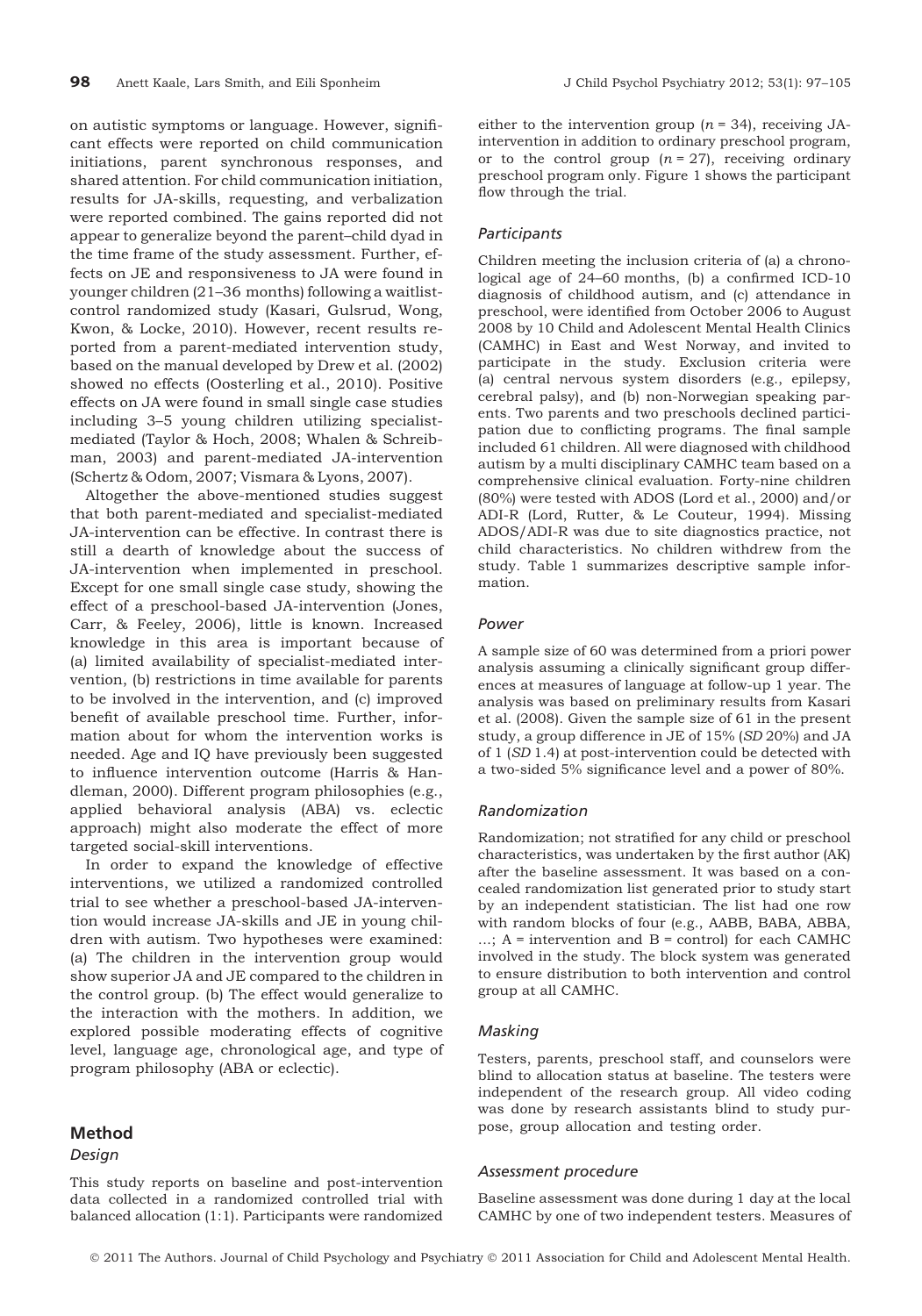on autistic symptoms or language. However, significant effects were reported on child communication initiations, parent synchronous responses, and shared attention. For child communication initiation, results for JA-skills, requesting, and verbalization were reported combined. The gains reported did not appear to generalize beyond the parent–child dyad in the time frame of the study assessment. Further, effects on JE and responsiveness to JA were found in younger children (21–36 months) following a waitlist-control randomized study (Kasari, Gulsrud, Wong, Kwon, & Locke, 2010). However, recent results reported from a parent-mediated intervention study, based on the manual developed by Drew et al. (2002) showed no effects (Oosterling et al., 2010). Positive effects on JA were found in small single case studies including 3–5 young children utilizing specialist-mediated (Taylor & Hoch, 2008; Whalen & Schreibman, 2003) and parent-mediated JA-intervention (Schertz & Odom, 2007; Vismara & Lyons, 2007).

Altogether the above-mentioned studies suggest that both parent-mediated and specialist-mediated JA-intervention can be effective. In contrast there is still a dearth of knowledge about the success of JA-intervention when implemented in preschool. Except for one small single case study, showing the effect of a preschool-based JA-intervention (Jones, Carr, & Feeley, 2006), little is known. Increased knowledge in this area is important because of (a) limited availability of specialist-mediated intervention, (b) restrictions in time available for parents to be involved in the intervention, and (c) improved benefit of available preschool time. Further, information about for whom the intervention works is needed. Age and IQ have previously been suggested to influence intervention outcome (Harris & Handleman, 2000). Different program philosophies (e.g., applied behavioral analysis (ABA) vs. eclectic approach) might also moderate the effect of more targeted social-skill interventions.

In order to expand the knowledge of effective interventions, we utilized a randomized controlled trial to see whether a preschool-based JA-intervention would increase JA-skills and JE in young children with autism. Two hypotheses were examined: (a) The children in the intervention group would show superior JA and JE compared to the children in the control group. (b) The effect would generalize to the interaction with the mothers. In addition, we explored possible moderating effects of cognitive level, language age, chronological age, and type of program philosophy (ABA or eclectic).

## Method

### Design

This study reports on baseline and post-intervention data collected in a randomized controlled trial with balanced allocation (1:1). Participants were randomized either to the intervention group ($n = 34$), receiving JA-intervention in addition to ordinary preschool program, or to the control group ($n = 27$), receiving ordinary preschool program only. Figure 1 shows the participant flow through the trial.

### *Participants*

Children meeting the inclusion criteria of (a) a chronological age of 24–60 months, (b) a confirmed ICD-10 diagnosis of childhood autism, and (c) attendance in preschool, were identified from October 2006 to August 2008 by 10 Child and Adolescent Mental Health Clinics (CAMHC) in East and West Norway, and invited to participate in the study. Exclusion criteria were (a) central nervous system disorders (e.g., epilepsy, cerebral palsy), and (b) non-Norwegian speaking parents. Two parents and two preschools declined participation due to conflicting programs. The final sample included 61 children. All were diagnosed with childhood autism by a multi disciplinary CAMHC team based on a comprehensive clinical evaluation. Forty-nine children (80%) were tested with ADOS (Lord et al., 2000) and/or ADI-R (Lord, Rutter, & Le Couteur, 1994). Missing ADOS/ADI-R was due to site diagnostics practice, not child characteristics. No children withdrew from the study. Table 1 summarizes descriptive sample information.

### *Power*

A sample size of 60 was determined from a priori power analysis assuming a clinically significant group differences at measures of language at follow-up 1 year. The analysis was based on preliminary results from Kasari et al. (2008). Given the sample size of 61 in the present study, a group difference in JE of 15% (*SD* 20%) and JA of 1 (*SD* 1.4) at post-intervention could be detected with a two-sided 5% significance level and a power of 80%.

### *Randomization*

Randomization; not stratified for any child or preschool characteristics, was undertaken by the first author (AK) after the baseline assessment. It was based on a concealed randomization list generated prior to study start by an independent statistician. The list had one row with random blocks of four (e.g., AABB, BABA, ABBA, …; A = intervention and B = control) for each CAMHC involved in the study. The block system was generated to ensure distribution to both intervention and control group at all CAMHC.

### *Masking*

Testers, parents, preschool staff, and counselors were blind to allocation status at baseline. The testers were independent of the research group. All video coding was done by research assistants blind to study purpose, group allocation and testing order.

### *Assessment procedure*

Baseline assessment was done during 1 day at the local CAMHC by one of two independent testers. Measures of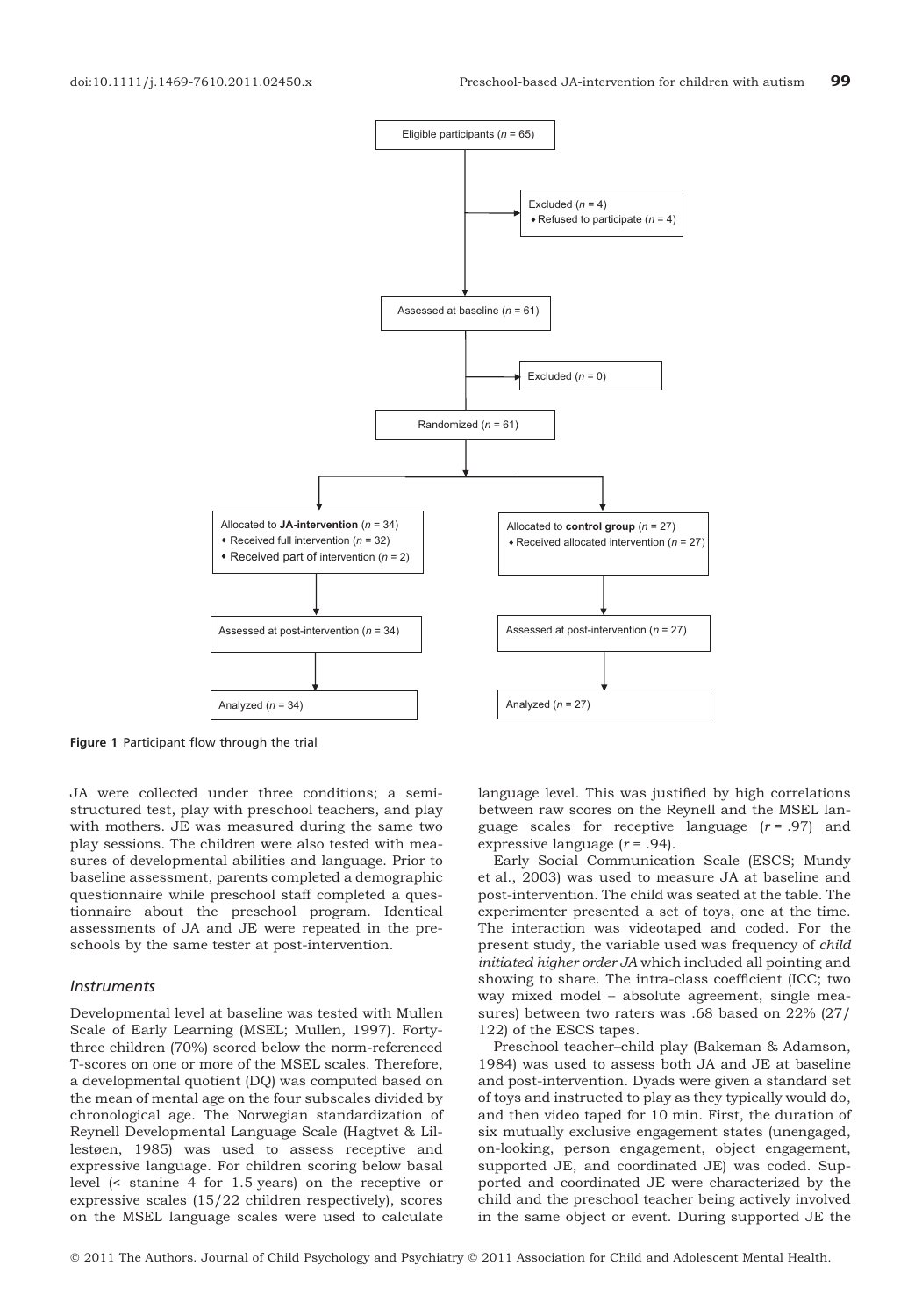Eligible participants ($n$ = 65)

Excluded ($n$ = 4)
- Refused to participate ($n$ = 4)

Assessed at baseline ($n$ = 61)

Excluded ($n$ = 0)

Randomized ($n$ = 61)

Allocated to **JA-intervention** ($n$ = 34)
- Received full intervention ($n$ = 32)
- Received part of intervention ($n$ = 2)

Allocated to **control group** ($n$ = 27)
- Received allocated intervention ($n$ = 27)

Assessed at post-intervention ($n$ = 34)

Assessed at post-intervention ($n$ = 27)

Analyzed ($n$ = 34)

Analyzed ($n$ = 27)

**Figure 1** Participant flow through the trial

JA were collected under three conditions; a semi-structured test, play with preschool teachers, and play with mothers. JE was measured during the same two play sessions. The children were also tested with measures of developmental abilities and language. Prior to baseline assessment, parents completed a demographic questionnaire while preschool staff completed a questionnaire about the preschool program. Identical assessments of JA and JE were repeated in the preschools by the same tester at post-intervention.

### *Instruments*

Developmental level at baseline was tested with Mullen Scale of Early Learning (MSEL; Mullen, 1997). Forty-three children (70%) scored below the norm-referenced T-scores on one or more of the MSEL scales. Therefore, a developmental quotient (DQ) was computed based on the mean of mental age on the four subscales divided by chronological age. The Norwegian standardization of Reynell Developmental Language Scale (Hagtvet & Lillestøen, 1985) was used to assess receptive and expressive language. For children scoring below basal level (< stanine 4 for 1.5 years) on the receptive or expressive scales (15/22 children respectively), scores on the MSEL language scales were used to calculate language level. This was justified by high correlations between raw scores on the Reynell and the MSEL language scales for receptive language ($r$ = .97) and expressive language ($r$ = .94).

Early Social Communication Scale (ESCS; Mundy et al., 2003) was used to measure JA at baseline and post-intervention. The child was seated at the table. The experimenter presented a set of toys, one at the time. The interaction was videotaped and coded. For the present study, the variable used was frequency of *child initiated higher order JA* which included all pointing and showing to share. The intra-class coefficient (ICC; two way mixed model – absolute agreement, single measures) between two raters was .68 based on 22% (27/122) of the ESCS tapes.

Preschool teacher–child play (Bakeman & Adamson, 1984) was used to assess both JA and JE at baseline and post-intervention. Dyads were given a standard set of toys and instructed to play as they typically would do, and then video taped for 10 min. First, the duration of six mutually exclusive engagement states (unengaged, on-looking, person engagement, object engagement, supported JE, and coordinated JE) was coded. Supported and coordinated JE were characterized by the child and the preschool teacher being actively involved in the same object or event. During supported JE the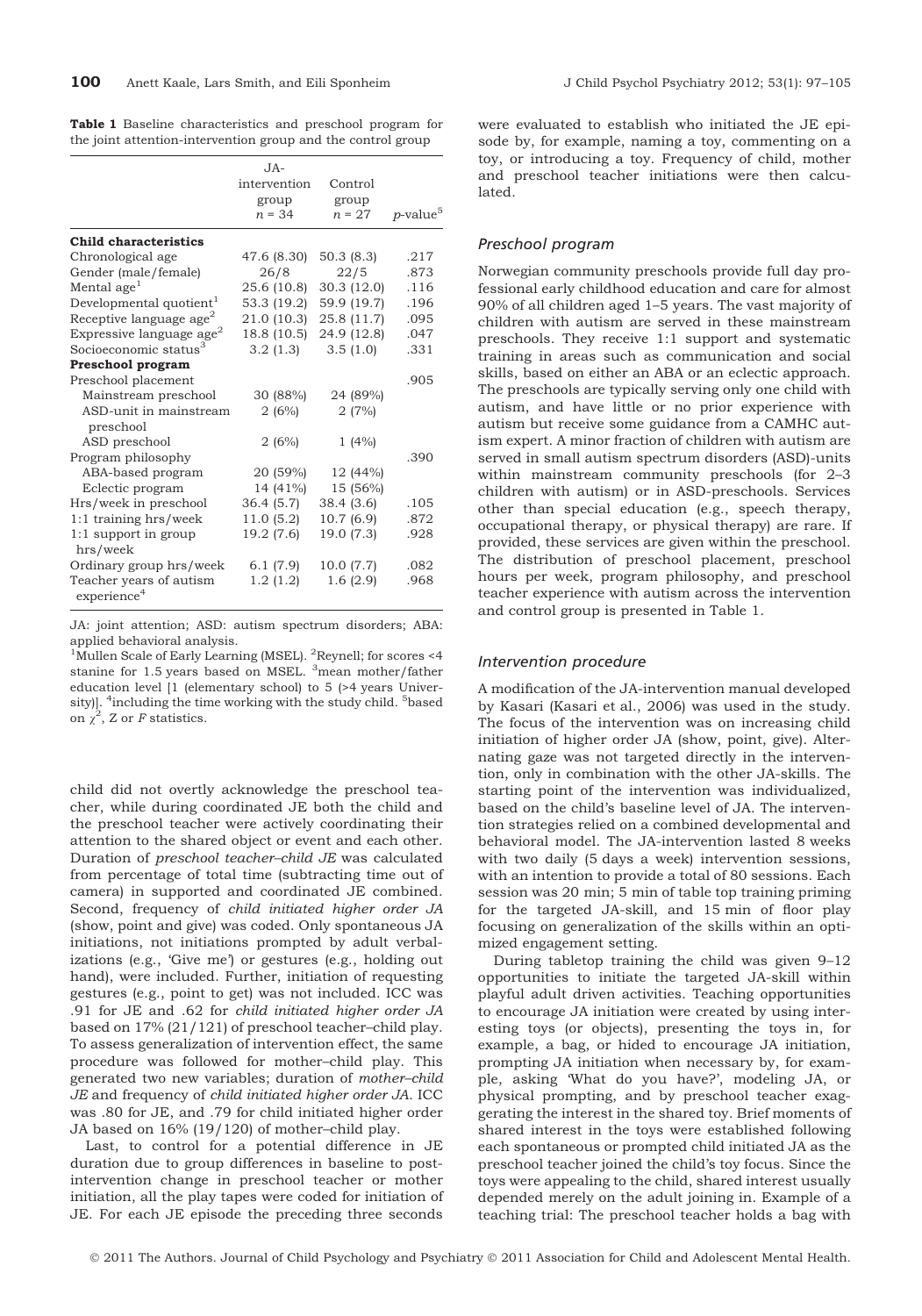**Table 1** Baseline characteristics and preschool program for the joint attention-intervention group and the control group

| | JA-intervention group $n$ = 34 | Control group $n$ = 27 | $p$-value[5] |
|---|---|---|---|
| **Child characteristics** | | | |
| Chronological age | 47.6 (8.30) | 50.3 (8.3) | .217 |
| Gender (male/female) | 26/8 | 22/5 | .873 |
| Mental age[1] | 25.6 (10.8) | 30.3 (12.0) | .116 |
| Developmental quotient[1] | 53.3 (19.2) | 59.9 (19.7) | .196 |
| Receptive language age[2] | 21.0 (10.3) | 25.8 (11.7) | .095 |
| Expressive language age[2] | 18.8 (10.5) | 24.9 (12.8) | .047 |
| Socioeconomic status[3] | 3.2 (1.3) | 3.5 (1.0) | .331 |
| **Preschool program** | | | |
| Preschool placement | | | .905 |
| Mainstream preschool | 30 (88%) | 24 (89%) | |
| ASD-unit in mainstream preschool | 2 (6%) | 2 (7%) | |
| ASD preschool | 2 (6%) | 1 (4%) | |
| Program philosophy | | | .390 |
| ABA-based program | 20 (59%) | 12 (44%) | |
| Eclectic program | 14 (41%) | 15 (56%) | |
| Hrs/week in preschool | 36.4 (5.7) | 38.4 (3.6) | .105 |
| 1:1 training hrs/week | 11.0 (5.2) | 10.7 (6.9) | .872 |
| 1:1 support in group hrs/week | 19.2 (7.6) | 19.0 (7.3) | .928 |
| Ordinary group hrs/week | 6.1 (7.9) | 10.0 (7.7) | .082 |
| Teacher years of autism experience[4] | 1.2 (1.2) | 1.6 (2.9) | .968 |

JA: joint attention; ASD: autism spectrum disorders; ABA: applied behavioral analysis.
[1]Mullen Scale of Early Learning (MSEL). [2]Reynell; for scores <4 stanine for 1.5 years based on MSEL. [3]mean mother/father education level [1 (elementary school) to 5 (>4 years University)]. [4]including the time working with the study child. [5]based on $\chi^2$, Z or $F$ statistics.

child did not overtly acknowledge the preschool teacher, while during coordinated JE both the child and the preschool teacher were actively coordinating their attention to the shared object or event and each other. Duration of *preschool teacher–child JE* was calculated from percentage of total time (subtracting time out of camera) in supported and coordinated JE combined. Second, frequency of *child initiated higher order JA* (show, point and give) was coded. Only spontaneous JA initiations, not initiations prompted by adult verbalizations (e.g., 'Give me') or gestures (e.g., holding out hand), were included. Further, initiation of requesting gestures (e.g., point to get) was not included. ICC was .91 for JE and .62 for *child initiated higher order JA* based on 17% (21/121) of preschool teacher–child play. To assess generalization of intervention effect, the same procedure was followed for mother–child play. This generated two new variables; duration of *mother–child JE* and frequency of *child initiated higher order JA*. ICC was .80 for JE, and .79 for child initiated higher order JA based on 16% (19/120) of mother–child play.

Last, to control for a potential difference in JE duration due to group differences in baseline to post-intervention change in preschool teacher or mother initiation, all the play tapes were coded for initiation of JE. For each JE episode the preceding three seconds were evaluated to establish who initiated the JE episode by, for example, naming a toy, commenting on a toy, or introducing a toy. Frequency of child, mother and preschool teacher initiations were then calculated.

### Preschool program

Norwegian community preschools provide full day professional early childhood education and care for almost 90% of all children aged 1–5 years. The vast majority of children with autism are served in these mainstream preschools. They receive 1:1 support and systematic training in areas such as communication and social skills, based on either an ABA or an eclectic approach. The preschools are typically serving only one child with autism, and have little or no prior experience with autism but receive some guidance from a CAMHC autism expert. A minor fraction of children with autism are served in small autism spectrum disorders (ASD)-units within mainstream community preschools (for 2–3 children with autism) or in ASD-preschools. Services other than special education (e.g., speech therapy, occupational therapy, or physical therapy) are rare. If provided, these services are given within the preschool. The distribution of preschool placement, preschool hours per week, program philosophy, and preschool teacher experience with autism across the intervention and control group is presented in Table 1.

### Intervention procedure

A modification of the JA-intervention manual developed by Kasari (Kasari et al., 2006) was used in the study. The focus of the intervention was on increasing child initiation of higher order JA (show, point, give). Alternating gaze was not targeted directly in the intervention, only in combination with the other JA-skills. The starting point of the intervention was individualized, based on the child's baseline level of JA. The intervention strategies relied on a combined developmental and behavioral model. The JA-intervention lasted 8 weeks with two daily (5 days a week) intervention sessions, with an intention to provide a total of 80 sessions. Each session was 20 min; 5 min of table top training priming for the targeted JA-skill, and 15 min of floor play focusing on generalization of the skills within an optimized engagement setting.

During tabletop training the child was given 9–12 opportunities to initiate the targeted JA-skill within playful adult driven activities. Teaching opportunities to encourage JA initiation were created by using interesting toys (or objects), presenting the toys in, for example, a bag, or hided to encourage JA initiation, prompting JA initiation when necessary by, for example, asking 'What do you have?', modeling JA, or physical prompting, and by preschool teacher exaggerating the interest in the shared toy. Brief moments of shared interest in the toys were established following each spontaneous or prompted child initiated JA as the preschool teacher joined the child's toy focus. Since the toys were appealing to the child, shared interest usually depended merely on the adult joining in. Example of a teaching trial: The preschool teacher holds a bag with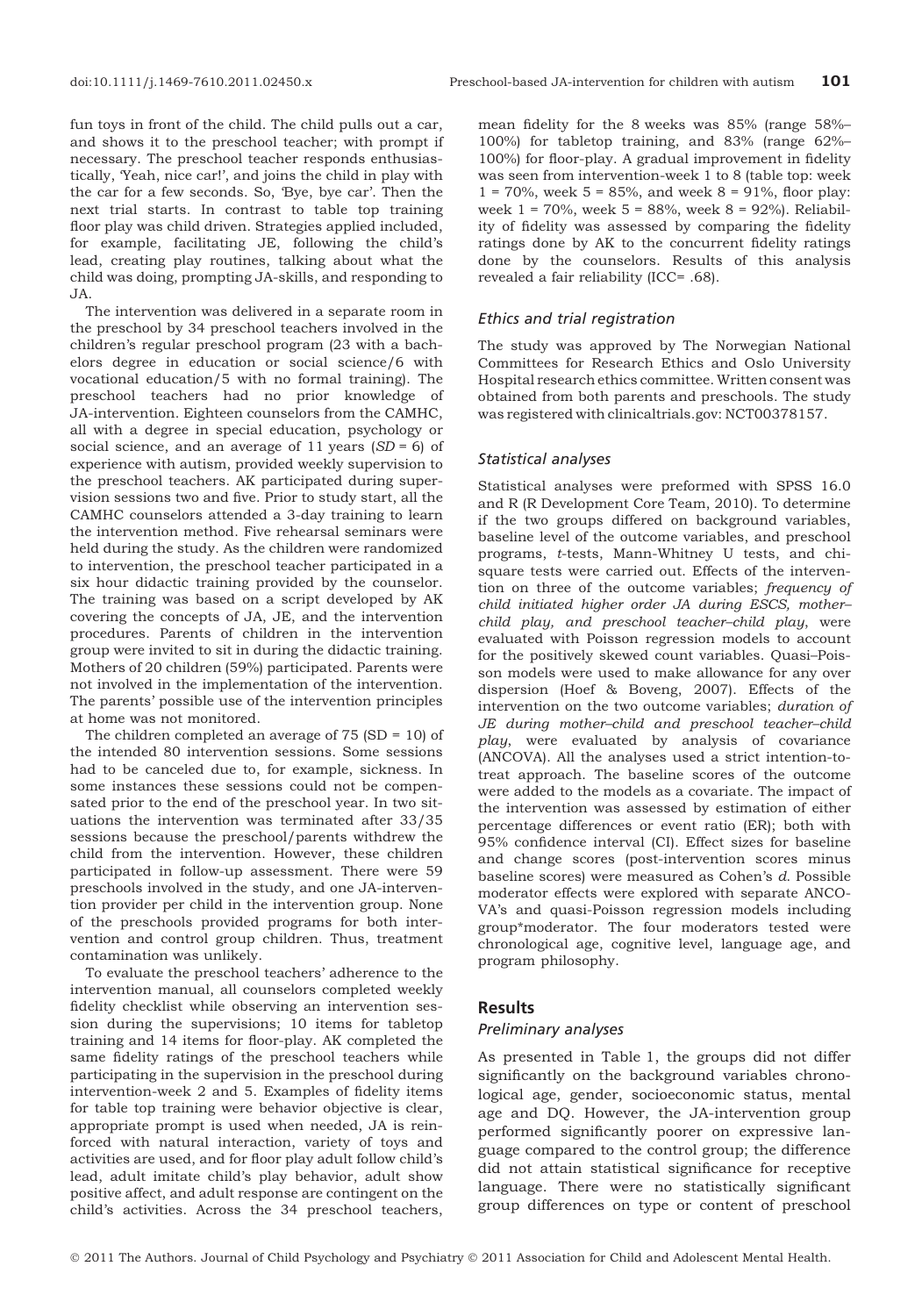fun toys in front of the child. The child pulls out a car, and shows it to the preschool teacher; with prompt if necessary. The preschool teacher responds enthusiastically, 'Yeah, nice car!', and joins the child in play with the car for a few seconds. So, 'Bye, bye car'. Then the next trial starts. In contrast to table top training floor play was child driven. Strategies applied included, for example, facilitating JE, following the child's lead, creating play routines, talking about what the child was doing, prompting JA-skills, and responding to JA.

The intervention was delivered in a separate room in the preschool by 34 preschool teachers involved in the children's regular preschool program (23 with a bachelors degree in education or social science/6 with vocational education/5 with no formal training). The preschool teachers had no prior knowledge of JA-intervention. Eighteen counselors from the CAMHC, all with a degree in special education, psychology or social science, and an average of 11 years ($SD = 6$) of experience with autism, provided weekly supervision to the preschool teachers. AK participated during supervision sessions two and five. Prior to study start, all the CAMHC counselors attended a 3-day training to learn the intervention method. Five rehearsal seminars were held during the study. As the children were randomized to intervention, the preschool teacher participated in a six hour didactic training provided by the counselor. The training was based on a script developed by AK covering the concepts of JA, JE, and the intervention procedures. Parents of children in the intervention group were invited to sit in during the didactic training. Mothers of 20 children (59%) participated. Parents were not involved in the implementation of the intervention. The parents' possible use of the intervention principles at home was not monitored.

The children completed an average of 75 (SD = 10) of the intended 80 intervention sessions. Some sessions had to be canceled due to, for example, sickness. In some instances these sessions could not be compensated prior to the end of the preschool year. In two situations the intervention was terminated after 33/35 sessions because the preschool/parents withdrew the child from the intervention. However, these children participated in follow-up assessment. There were 59 preschools involved in the study, and one JA-intervention provider per child in the intervention group. None of the preschools provided programs for both intervention and control group children. Thus, treatment contamination was unlikely.

To evaluate the preschool teachers' adherence to the intervention manual, all counselors completed weekly fidelity checklist while observing an intervention session during the supervisions; 10 items for tabletop training and 14 items for floor-play. AK completed the same fidelity ratings of the preschool teachers while participating in the supervision in the preschool during intervention-week 2 and 5. Examples of fidelity items for table top training were behavior objective is clear, appropriate prompt is used when needed, JA is reinforced with natural interaction, variety of toys and activities are used, and for floor play adult follow child's lead, adult imitate child's play behavior, adult show positive affect, and adult response are contingent on the child's activities. Across the 34 preschool teachers, mean fidelity for the 8 weeks was 85% (range 58%–100%) for tabletop training, and 83% (range 62%–100%) for floor-play. A gradual improvement in fidelity was seen from intervention-week 1 to 8 (table top: week 1 = 70%, week 5 = 85%, and week 8 = 91%, floor play: week 1 = 70%, week 5 = 88%, week 8 = 92%). Reliability of fidelity was assessed by comparing the fidelity ratings done by AK to the concurrent fidelity ratings done by the counselors. Results of this analysis revealed a fair reliability (ICC= .68).

### Ethics and trial registration

The study was approved by The Norwegian National Committees for Research Ethics and Oslo University Hospital research ethics committee. Written consent was obtained from both parents and preschools. The study was registered with clinicaltrials.gov: NCT00378157.

### Statistical analyses

Statistical analyses were preformed with SPSS 16.0 and R (R Development Core Team, 2010). To determine if the two groups differed on background variables, baseline level of the outcome variables, and preschool programs, *t*-tests, Mann-Whitney U tests, and chi-square tests were carried out. Effects of the intervention on three of the outcome variables; *frequency of child initiated higher order JA during ESCS, mother–child play, and preschool teacher–child play*, were evaluated with Poisson regression models to account for the positively skewed count variables. Quasi–Poisson models were used to make allowance for any over dispersion (Hoef & Boveng, 2007). Effects of the intervention on the two outcome variables; *duration of JE during mother–child and preschool teacher–child play*, were evaluated by analysis of covariance (ANCOVA). All the analyses used a strict intention-to-treat approach. The baseline scores of the outcome were added to the models as a covariate. The impact of the intervention was assessed by estimation of either percentage differences or event ratio (ER); both with 95% confidence interval (CI). Effect sizes for baseline and change scores (post-intervention scores minus baseline scores) were measured as Cohen's *d*. Possible moderator effects were explored with separate ANCOVA's and quasi-Poisson regression models including group*moderator. The four moderators tested were chronological age, cognitive level, language age, and program philosophy.

## Results

### Preliminary analyses

As presented in Table 1, the groups did not differ significantly on the background variables chronological age, gender, socioeconomic status, mental age and DQ. However, the JA-intervention group performed significantly poorer on expressive language compared to the control group; the difference did not attain statistical significance for receptive language. There were no statistically significant group differences on type or content of preschool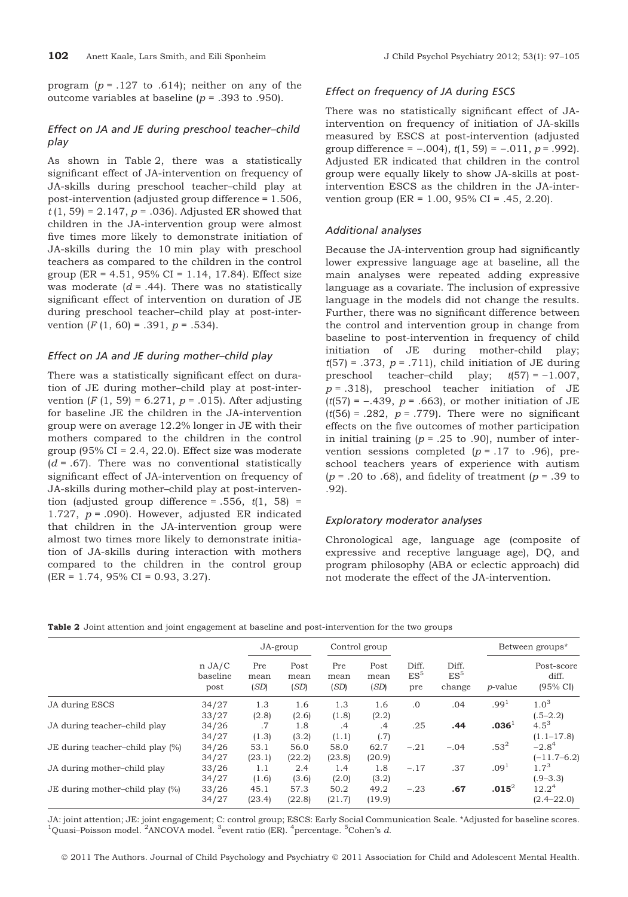program ($p = .127$ to $.614$); neither on any of the outcome variables at baseline ($p = .393$ to $.950$).

### *Effect on JA and JE during preschool teacher–child play*

As shown in Table 2, there was a statistically significant effect of JA-intervention on frequency of JA-skills during preschool teacher–child play at post-intervention (adjusted group difference = 1.506, $t(1, 59) = 2.147$, $p = .036$). Adjusted ER showed that children in the JA-intervention group were almost five times more likely to demonstrate initiation of JA-skills during the 10 min play with preschool teachers as compared to the children in the control group (ER = 4.51, 95% CI = 1.14, 17.84). Effect size was moderate ($d = .44$). There was no statistically significant effect of intervention on duration of JE during preschool teacher–child play at post-intervention ($F(1, 60) = .391$, $p = .534$).

### *Effect on JA and JE during mother–child play*

There was a statistically significant effect on duration of JE during mother–child play at post-intervention ($F(1, 59) = 6.271$, $p = .015$). After adjusting for baseline JE the children in the JA-intervention group were on average 12.2% longer in JE with their mothers compared to the children in the control group (95% CI = 2.4, 22.0). Effect size was moderate ($d = .67$). There was no conventional statistically significant effect of JA-intervention on frequency of JA-skills during mother–child play at post-intervention (adjusted group difference = .556, $t(1, 58) = 1.727$, $p = .090$). However, adjusted ER indicated that children in the JA-intervention group were almost two times more likely to demonstrate initiation of JA-skills during interaction with mothers compared to the children in the control group (ER = 1.74, 95% CI = 0.93, 3.27).

### *Effect on frequency of JA during ESCS*

There was no statistically significant effect of JA-intervention on frequency of initiation of JA-skills measured by ESCS at post-intervention (adjusted group difference = −.004), $t(1, 59) = -.011$, $p = .992$). Adjusted ER indicated that children in the control group were equally likely to show JA-skills at post-intervention ESCS as the children in the JA-intervention group (ER = 1.00, 95% CI = .45, 2.20).

### *Additional analyses*

Because the JA-intervention group had significantly lower expressive language age at baseline, all the main analyses were repeated adding expressive language as a covariate. The inclusion of expressive language in the models did not change the results. Further, there was no significant difference between the control and intervention group in change from baseline to post-intervention in frequency of child initiation of JE during mother-child play; $t(57) = .373$, $p = .711$), child initiation of JE during preschool teacher–child play; $t(57) = -1.007$, $p = .318$), preschool teacher initiation of JE ($t(57) = -.439$, $p = .663$), or mother initiation of JE ($t(56) = .282$, $p = .779$). There were no significant effects on the five outcomes of mother participation in initial training ($p = .25$ to $.90$), number of intervention sessions completed ($p = .17$ to $.96$), preschool teachers years of experience with autism ($p = .20$ to $.68$), and fidelity of treatment ($p = .39$ to $.92$).

### *Exploratory moderator analyses*

Chronological age, language age (composite of expressive and receptive language age), DQ, and program philosophy (ABA or eclectic approach) did not moderate the effect of the JA-intervention.

**Table 2** Joint attention and joint engagement at baseline and post-intervention for the two groups

| | | JA-group | | Control group | | | | Between groups* | |
|---|---|---|---|---|---|---|---|---|---|
| | n JA/C baseline post | Pre mean (SD) | Post mean (SD) | Pre mean (SD) | Post mean (SD) | Diff. ES[5] pre | Diff. ES[5] change | *p*-value | Post-score diff. (95% CI) |
| JA during ESCS | 34/27<br>33/27 | 1.3<br>(2.8) | 1.6<br>(2.6) | 1.3<br>(1.8) | 1.6<br>(2.2) | .0 | .04 | .99[1] | 1.0[3]<br>(.5–2.2) |
| JA during teacher-child play | 34/26<br>34/27 | .7<br>(1.3) | 1.8<br>(3.2) | .4<br>(1.1) | .4<br>(.7) | .25 | **.44** | **.036**[1] | 4.5[3]<br>(1.1–17.8) |
| JE during teacher–child play (%) | 34/26<br>34/27 | 53.1<br>(23.1) | 56.0<br>(22.2) | 58.0<br>(23.8) | 62.7<br>(20.9) | −.21 | −.04 | .53[2] | −2.8[4]<br>(−11.7–6.2) |
| JA during mother–child play | 33/26<br>34/27 | 1.1<br>(1.6) | 2.4<br>(3.6) | 1.4<br>(2.0) | 1.8<br>(3.2) | −.17 | .37 | .09[1] | 1.7[3]<br>(.9–3.3) |
| JE during mother–child play (%) | 33/26<br>34/27 | 45.1<br>(23.4) | 57.3<br>(22.8) | 50.2<br>(21.7) | 49.2<br>(19.9) | −.23 | **.67** | **.015**[2] | 12.2[4]<br>(2.4–22.0) |

JA: joint attention; JE: joint engagement; C: control group; ESCS: Early Social Communication Scale. *Adjusted for baseline scores. [1]Quasi–Poisson model. [2]ANCOVA model. [3]event ratio (ER). [4]percentage. [5]Cohen's *d*.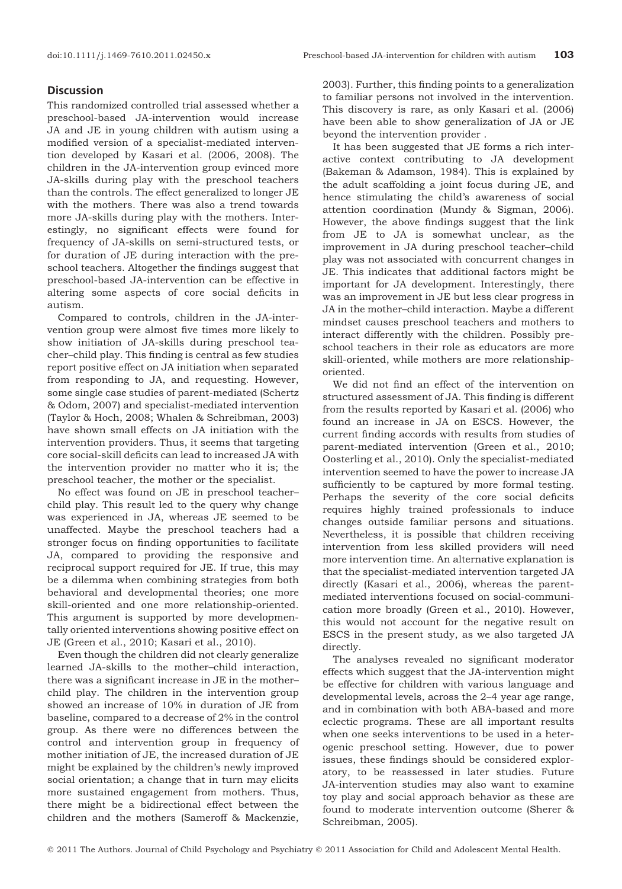## Discussion

This randomized controlled trial assessed whether a preschool-based JA-intervention would increase JA and JE in young children with autism using a modified version of a specialist-mediated intervention developed by Kasari et al. (2006, 2008). The children in the JA-intervention group evinced more JA-skills during play with the preschool teachers than the controls. The effect generalized to longer JE with the mothers. There was also a trend towards more JA-skills during play with the mothers. Interestingly, no significant effects were found for frequency of JA-skills on semi-structured tests, or for duration of JE during interaction with the preschool teachers. Altogether the findings suggest that preschool-based JA-intervention can be effective in altering some aspects of core social deficits in autism.

Compared to controls, children in the JA-intervention group were almost five times more likely to show initiation of JA-skills during preschool teacher–child play. This finding is central as few studies report positive effect on JA initiation when separated from responding to JA, and requesting. However, some single case studies of parent-mediated (Schertz & Odom, 2007) and specialist-mediated intervention (Taylor & Hoch, 2008; Whalen & Schreibman, 2003) have shown small effects on JA initiation with the intervention providers. Thus, it seems that targeting core social-skill deficits can lead to increased JA with the intervention provider no matter who it is; the preschool teacher, the mother or the specialist.

No effect was found on JE in preschool teacher–child play. This result led to the query why change was experienced in JA, whereas JE seemed to be unaffected. Maybe the preschool teachers had a stronger focus on finding opportunities to facilitate JA, compared to providing the responsive and reciprocal support required for JE. If true, this may be a dilemma when combining strategies from both behavioral and developmental theories; one more skill-oriented and one more relationship-oriented. This argument is supported by more developmentally oriented interventions showing positive effect on JE (Green et al., 2010; Kasari et al., 2010).

Even though the children did not clearly generalize learned JA-skills to the mother–child interaction, there was a significant increase in JE in the mother–child play. The children in the intervention group showed an increase of 10% in duration of JE from baseline, compared to a decrease of 2% in the control group. As there were no differences between the control and intervention group in frequency of mother initiation of JE, the increased duration of JE might be explained by the children's newly improved social orientation; a change that in turn may elicits more sustained engagement from mothers. Thus, there might be a bidirectional effect between the children and the mothers (Sameroff & Mackenzie, 2003). Further, this finding points to a generalization to familiar persons not involved in the intervention. This discovery is rare, as only Kasari et al. (2006) have been able to show generalization of JA or JE beyond the intervention provider .

It has been suggested that JE forms a rich interactive context contributing to JA development (Bakeman & Adamson, 1984). This is explained by the adult scaffolding a joint focus during JE, and hence stimulating the child's awareness of social attention coordination (Mundy & Sigman, 2006). However, the above findings suggest that the link from JE to JA is somewhat unclear, as the improvement in JA during preschool teacher–child play was not associated with concurrent changes in JE. This indicates that additional factors might be important for JA development. Interestingly, there was an improvement in JE but less clear progress in JA in the mother–child interaction. Maybe a different mindset causes preschool teachers and mothers to interact differently with the children. Possibly preschool teachers in their role as educators are more skill-oriented, while mothers are more relationship-oriented.

We did not find an effect of the intervention on structured assessment of JA. This finding is different from the results reported by Kasari et al. (2006) who found an increase in JA on ESCS. However, the current finding accords with results from studies of parent-mediated intervention (Green et al., 2010; Oosterling et al., 2010). Only the specialist-mediated intervention seemed to have the power to increase JA sufficiently to be captured by more formal testing. Perhaps the severity of the core social deficits requires highly trained professionals to induce changes outside familiar persons and situations. Nevertheless, it is possible that children receiving intervention from less skilled providers will need more intervention time. An alternative explanation is that the specialist-mediated intervention targeted JA directly (Kasari et al., 2006), whereas the parent-mediated interventions focused on social-communication more broadly (Green et al., 2010). However, this would not account for the negative result on ESCS in the present study, as we also targeted JA directly.

The analyses revealed no significant moderator effects which suggest that the JA-intervention might be effective for children with various language and developmental levels, across the 2–4 year age range, and in combination with both ABA-based and more eclectic programs. These are all important results when one seeks interventions to be used in a heterogenic preschool setting. However, due to power issues, these findings should be considered exploratory, to be reassessed in later studies. Future JA-intervention studies may also want to examine toy play and social approach behavior as these are found to moderate intervention outcome (Sherer & Schreibman, 2005).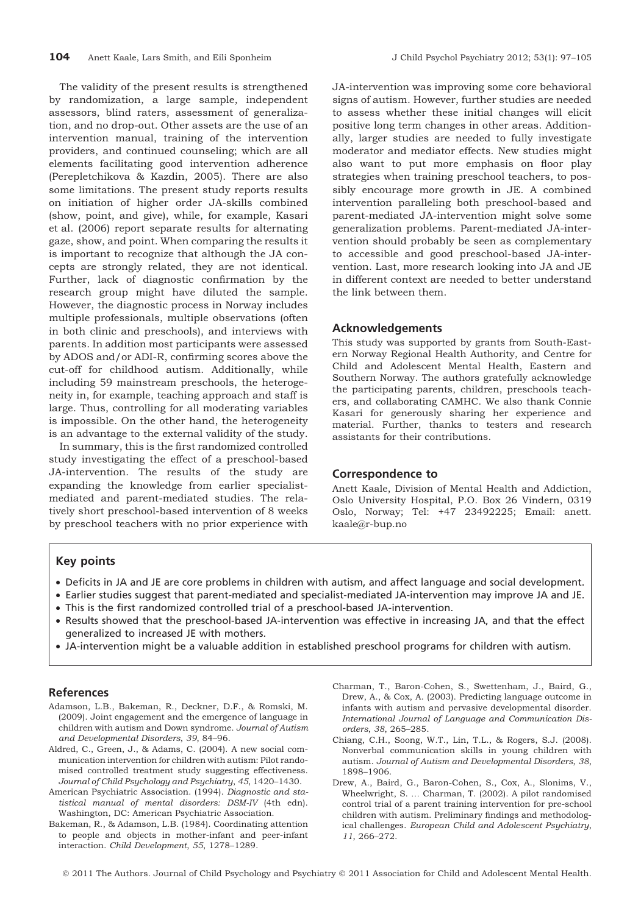The validity of the present results is strengthened by randomization, a large sample, independent assessors, blind raters, assessment of generalization, and no drop-out. Other assets are the use of an intervention manual, training of the intervention providers, and continued counseling; which are all elements facilitating good intervention adherence (Perepletchikova & Kazdin, 2005). There are also some limitations. The present study reports results on initiation of higher order JA-skills combined (show, point, and give), while, for example, Kasari et al. (2006) report separate results for alternating gaze, show, and point. When comparing the results it is important to recognize that although the JA concepts are strongly related, they are not identical. Further, lack of diagnostic confirmation by the research group might have diluted the sample. However, the diagnostic process in Norway includes multiple professionals, multiple observations (often in both clinic and preschools), and interviews with parents. In addition most participants were assessed by ADOS and/or ADI-R, confirming scores above the cut-off for childhood autism. Additionally, while including 59 mainstream preschools, the heterogeneity in, for example, teaching approach and staff is large. Thus, controlling for all moderating variables is impossible. On the other hand, the heterogeneity is an advantage to the external validity of the study.

In summary, this is the first randomized controlled study investigating the effect of a preschool-based JA-intervention. The results of the study are expanding the knowledge from earlier specialist-mediated and parent-mediated studies. The relatively short preschool-based intervention of 8 weeks by preschool teachers with no prior experience with JA-intervention was improving some core behavioral signs of autism. However, further studies are needed to assess whether these initial changes will elicit positive long term changes in other areas. Additionally, larger studies are needed to fully investigate moderator and mediator effects. New studies might also want to put more emphasis on floor play strategies when training preschool teachers, to possibly encourage more growth in JE. A combined intervention paralleling both preschool-based and parent-mediated JA-intervention might solve some generalization problems. Parent-mediated JA-intervention should probably be seen as complementary to accessible and good preschool-based JA-intervention. Last, more research looking into JA and JE in different context are needed to better understand the link between them.

## Acknowledgements

This study was supported by grants from South-Eastern Norway Regional Health Authority, and Centre for Child and Adolescent Mental Health, Eastern and Southern Norway. The authors gratefully acknowledge the participating parents, children, preschools teachers, and collaborating CAMHC. We also thank Connie Kasari for generously sharing her experience and material. Further, thanks to testers and research assistants for their contributions.

## Correspondence to

Anett Kaale, Division of Mental Health and Addiction, Oslo University Hospital, P.O. Box 26 Vindern, 0319 Oslo, Norway; Tel: +47 23492225; Email: anett.kaale@r-bup.no

## Key points

- Deficits in JA and JE are core problems in children with autism, and affect language and social development.
- Earlier studies suggest that parent-mediated and specialist-mediated JA-intervention may improve JA and JE.
- This is the first randomized controlled trial of a preschool-based JA-intervention.
- Results showed that the preschool-based JA-intervention was effective in increasing JA, and that the effect generalized to increased JE with mothers.
- JA-intervention might be a valuable addition in established preschool programs for children with autism.

## References

Adamson, L.B., Bakeman, R., Deckner, D.F., & Romski, M. (2009). Joint engagement and the emergence of language in children with autism and Down syndrome. *Journal of Autism and Developmental Disorders*, *39*, 84–96.

Aldred, C., Green, J., & Adams, C. (2004). A new social communication intervention for children with autism: Pilot randomised controlled treatment study suggesting effectiveness. *Journal of Child Psychology and Psychiatry*, *45*, 1420–1430.

American Psychiatric Association. (1994). *Diagnostic and statistical manual of mental disorders: DSM-IV* (4th edn). Washington, DC: American Psychiatric Association.

Bakeman, R., & Adamson, L.B. (1984). Coordinating attention to people and objects in mother-infant and peer-infant interaction. *Child Development*, *55*, 1278–1289.

Charman, T., Baron-Cohen, S., Swettenham, J., Baird, G., Drew, A., & Cox, A. (2003). Predicting language outcome in infants with autism and pervasive developmental disorder. *International Journal of Language and Communication Disorders*, *38*, 265–285.

Chiang, C.H., Soong, W.T., Lin, T.L., & Rogers, S.J. (2008). Nonverbal communication skills in young children with autism. *Journal of Autism and Developmental Disorders*, *38*, 1898–1906.

Drew, A., Baird, G., Baron-Cohen, S., Cox, A., Slonims, V., Wheelwright, S. … Charman, T. (2002). A pilot randomised control trial of a parent training intervention for pre-school children with autism. Preliminary findings and methodological challenges. *European Child and Adolescent Psychiatry*, *11*, 266–272.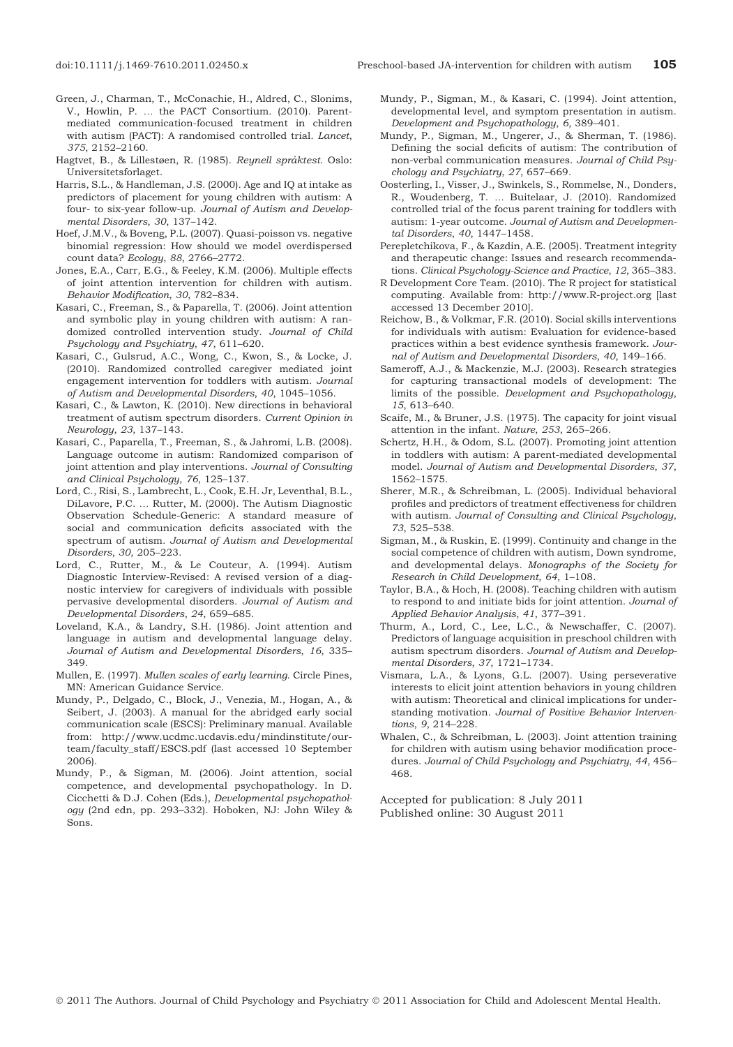Green, J., Charman, T., McConachie, H., Aldred, C., Slonims, V., Howlin, P. … the PACT Consortium. (2010). Parent-mediated communication-focused treatment in children with autism (PACT): A randomised controlled trial. *Lancet*, *375*, 2152–2160.

Hagtvet, B., & Lillestøen, R. (1985). *Reynell språktest*. Oslo: Universitetsforlaget.

Harris, S.L., & Handleman, J.S. (2000). Age and IQ at intake as predictors of placement for young children with autism: A four- to six-year follow-up. *Journal of Autism and Developmental Disorders*, *30*, 137–142.

Hoef, J.M.V., & Boveng, P.L. (2007). Quasi-poisson vs. negative binomial regression: How should we model overdispersed count data? *Ecology*, *88*, 2766–2772.

Jones, E.A., Carr, E.G., & Feeley, K.M. (2006). Multiple effects of joint attention intervention for children with autism. *Behavior Modification*, *30*, 782–834.

Kasari, C., Freeman, S., & Paparella, T. (2006). Joint attention and symbolic play in young children with autism: A randomized controlled intervention study. *Journal of Child Psychology and Psychiatry*, *47*, 611–620.

Kasari, C., Gulsrud, A.C., Wong, C., Kwon, S., & Locke, J. (2010). Randomized controlled caregiver mediated joint engagement intervention for toddlers with autism. *Journal of Autism and Developmental Disorders*, *40*, 1045–1056.

Kasari, C., & Lawton, K. (2010). New directions in behavioral treatment of autism spectrum disorders. *Current Opinion in Neurology*, *23*, 137–143.

Kasari, C., Paparella, T., Freeman, S., & Jahromi, L.B. (2008). Language outcome in autism: Randomized comparison of joint attention and play interventions. *Journal of Consulting and Clinical Psychology*, *76*, 125–137.

Lord, C., Risi, S., Lambrecht, L., Cook, E.H. Jr, Leventhal, B.L., DiLavore, P.C. … Rutter, M. (2000). The Autism Diagnostic Observation Schedule-Generic: A standard measure of social and communication deficits associated with the spectrum of autism. *Journal of Autism and Developmental Disorders*, *30*, 205–223.

Lord, C., Rutter, M., & Le Couteur, A. (1994). Autism Diagnostic Interview-Revised: A revised version of a diagnostic interview for caregivers of individuals with possible pervasive developmental disorders. *Journal of Autism and Developmental Disorders*, *24*, 659–685.

Loveland, K.A., & Landry, S.H. (1986). Joint attention and language in autism and developmental language delay. *Journal of Autism and Developmental Disorders*, *16*, 335–349.

Mullen, E. (1997). *Mullen scales of early learning*. Circle Pines, MN: American Guidance Service.

Mundy, P., Delgado, C., Block, J., Venezia, M., Hogan, A., & Seibert, J. (2003). A manual for the abridged early social communication scale (ESCS): Preliminary manual. Available from: http://www.ucdmc.ucdavis.edu/mindinstitute/ourteam/faculty_staff/ESCS.pdf (last accessed 10 September 2006).

Mundy, P., & Sigman, M. (2006). Joint attention, social competence, and developmental psychopathology. In D. Cicchetti & D.J. Cohen (Eds.), *Developmental psychopathology* (2nd edn, pp. 293–332). Hoboken, NJ: John Wiley & Sons.

Mundy, P., Sigman, M., & Kasari, C. (1994). Joint attention, developmental level, and symptom presentation in autism. *Development and Psychopathology*, *6*, 389–401.

Mundy, P., Sigman, M., Ungerer, J., & Sherman, T. (1986). Defining the social deficits of autism: The contribution of non-verbal communication measures. *Journal of Child Psychology and Psychiatry*, *27*, 657–669.

Oosterling, I., Visser, J., Swinkels, S., Rommelse, N., Donders, R., Woudenberg, T. … Buitelaar, J. (2010). Randomized controlled trial of the focus parent training for toddlers with autism: 1-year outcome. *Journal of Autism and Developmental Disorders*, *40*, 1447–1458.

Perepletchikova, F., & Kazdin, A.E. (2005). Treatment integrity and therapeutic change: Issues and research recommendations. *Clinical Psychology-Science and Practice*, *12*, 365–383.

R Development Core Team. (2010). The R project for statistical computing. Available from: http://www.R-project.org [last accessed 13 December 2010].

Reichow, B., & Volkmar, F.R. (2010). Social skills interventions for individuals with autism: Evaluation for evidence-based practices within a best evidence synthesis framework. *Journal of Autism and Developmental Disorders*, *40*, 149–166.

Sameroff, A.J., & Mackenzie, M.J. (2003). Research strategies for capturing transactional models of development: The limits of the possible. *Development and Psychopathology*, *15*, 613–640.

Scaife, M., & Bruner, J.S. (1975). The capacity for joint visual attention in the infant. *Nature*, *253*, 265–266.

Schertz, H.H., & Odom, S.L. (2007). Promoting joint attention in toddlers with autism: A parent-mediated developmental model. *Journal of Autism and Developmental Disorders*, *37*, 1562–1575.

Sherer, M.R., & Schreibman, L. (2005). Individual behavioral profiles and predictors of treatment effectiveness for children with autism. *Journal of Consulting and Clinical Psychology*, *73*, 525–538.

Sigman, M., & Ruskin, E. (1999). Continuity and change in the social competence of children with autism, Down syndrome, and developmental delays. *Monographs of the Society for Research in Child Development*, *64*, 1–108.

Taylor, B.A., & Hoch, H. (2008). Teaching children with autism to respond to and initiate bids for joint attention. *Journal of Applied Behavior Analysis*, *41*, 377–391.

Thurm, A., Lord, C., Lee, L.C., & Newschaffer, C. (2007). Predictors of language acquisition in preschool children with autism spectrum disorders. *Journal of Autism and Developmental Disorders*, *37*, 1721–1734.

Vismara, L.A., & Lyons, G.L. (2007). Using perseverative interests to elicit joint attention behaviors in young children with autism: Theoretical and clinical implications for understanding motivation. *Journal of Positive Behavior Interventions*, *9*, 214–228.

Whalen, C., & Schreibman, L. (2003). Joint attention training for children with autism using behavior modification procedures. *Journal of Child Psychology and Psychiatry*, *44*, 456–468.

Accepted for publication: 8 July 2011
Published online: 30 August 2011